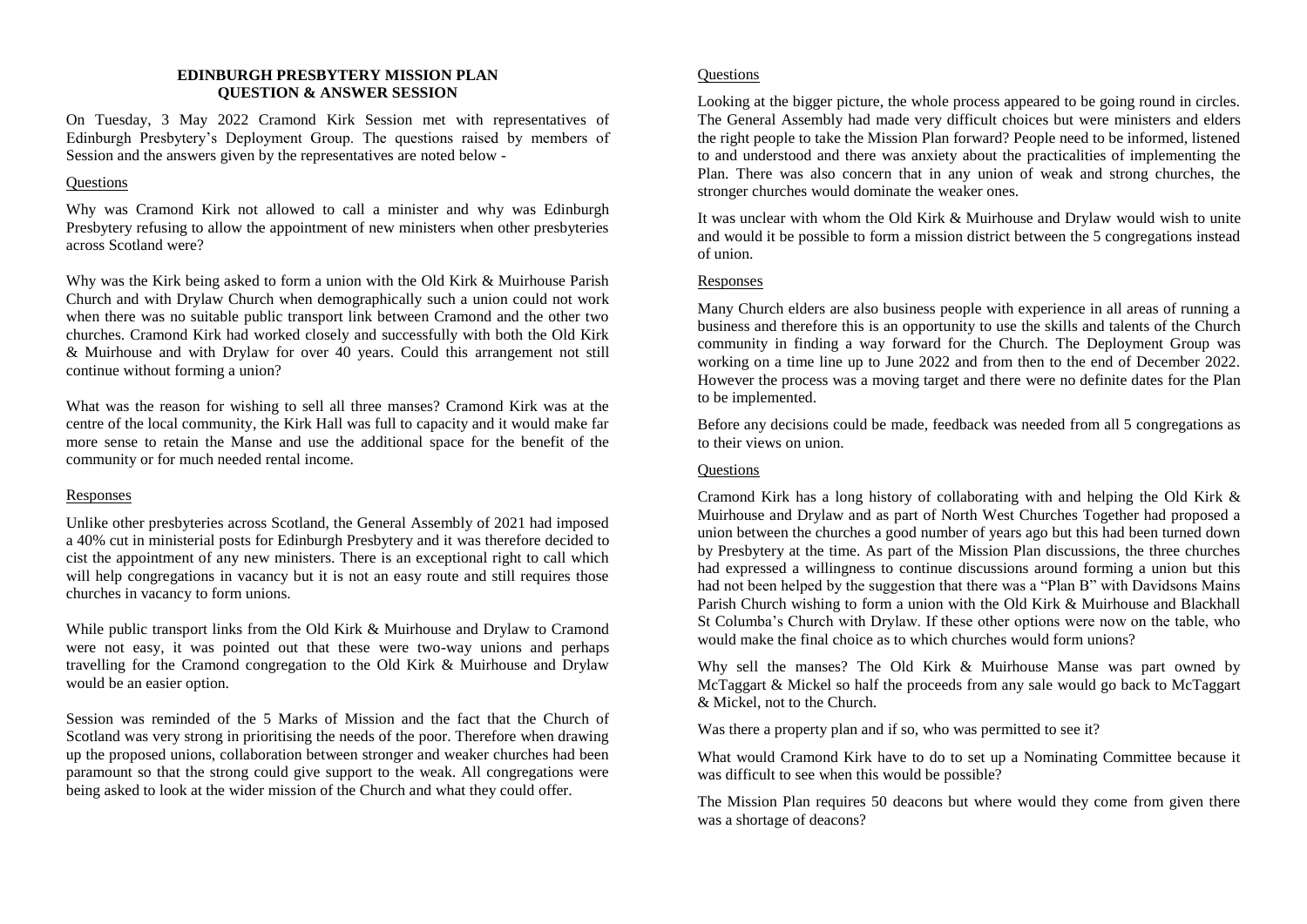# EDINBURGH PRESBYTERY MISSION PLAN
## QUESTION & ANSWER SESSION

On Tuesday, 3 May 2022 Cramond Kirk Session met with representatives of Edinburgh Presbytery's Deployment Group. The questions raised by members of Session and the answers given by the representatives are noted below -

### Questions

Why was Cramond Kirk not allowed to call a minister and why was Edinburgh Presbytery refusing to allow the appointment of new ministers when other presbyteries across Scotland were?

Why was the Kirk being asked to form a union with the Old Kirk & Muirhouse Parish Church and with Drylaw Church when demographically such a union could not work when there was no suitable public transport link between Cramond and the other two churches. Cramond Kirk had worked closely and successfully with both the Old Kirk & Muirhouse and with Drylaw for over 40 years. Could this arrangement not still continue without forming a union?

What was the reason for wishing to sell all three manses? Cramond Kirk was at the centre of the local community, the Kirk Hall was full to capacity and it would make far more sense to retain the Manse and use the additional space for the benefit of the community or for much needed rental income.

### Responses

Unlike other presbyteries across Scotland, the General Assembly of 2021 had imposed a 40% cut in ministerial posts for Edinburgh Presbytery and it was therefore decided to cist the appointment of any new ministers. There is an exceptional right to call which will help congregations in vacancy but it is not an easy route and still requires those churches in vacancy to form unions.

While public transport links from the Old Kirk & Muirhouse and Drylaw to Cramond were not easy, it was pointed out that these were two-way unions and perhaps travelling for the Cramond congregation to the Old Kirk & Muirhouse and Drylaw would be an easier option.

Session was reminded of the 5 Marks of Mission and the fact that the Church of Scotland was very strong in prioritising the needs of the poor. Therefore when drawing up the proposed unions, collaboration between stronger and weaker churches had been paramount so that the strong could give support to the weak. All congregations were being asked to look at the wider mission of the Church and what they could offer.

### Questions

Looking at the bigger picture, the whole process appeared to be going round in circles. The General Assembly had made very difficult choices but were ministers and elders the right people to take the Mission Plan forward? People need to be informed, listened to and understood and there was anxiety about the practicalities of implementing the Plan. There was also concern that in any union of weak and strong churches, the stronger churches would dominate the weaker ones.

It was unclear with whom the Old Kirk & Muirhouse and Drylaw would wish to unite and would it be possible to form a mission district between the 5 congregations instead of union.

### Responses

Many Church elders are also business people with experience in all areas of running a business and therefore this is an opportunity to use the skills and talents of the Church community in finding a way forward for the Church. The Deployment Group was working on a time line up to June 2022 and from then to the end of December 2022. However the process was a moving target and there were no definite dates for the Plan to be implemented.

Before any decisions could be made, feedback was needed from all 5 congregations as to their views on union.

### Questions

Cramond Kirk has a long history of collaborating with and helping the Old Kirk & Muirhouse and Drylaw and as part of North West Churches Together had proposed a union between the churches a good number of years ago but this had been turned down by Presbytery at the time. As part of the Mission Plan discussions, the three churches had expressed a willingness to continue discussions around forming a union but this had not been helped by the suggestion that there was a "Plan B" with Davidsons Mains Parish Church wishing to form a union with the Old Kirk & Muirhouse and Blackhall St Columba's Church with Drylaw. If these other options were now on the table, who would make the final choice as to which churches would form unions?

Why sell the manses? The Old Kirk & Muirhouse Manse was part owned by McTaggart & Mickel so half the proceeds from any sale would go back to McTaggart & Mickel, not to the Church.

Was there a property plan and if so, who was permitted to see it?

What would Cramond Kirk have to do to set up a Nominating Committee because it was difficult to see when this would be possible?

The Mission Plan requires 50 deacons but where would they come from given there was a shortage of deacons?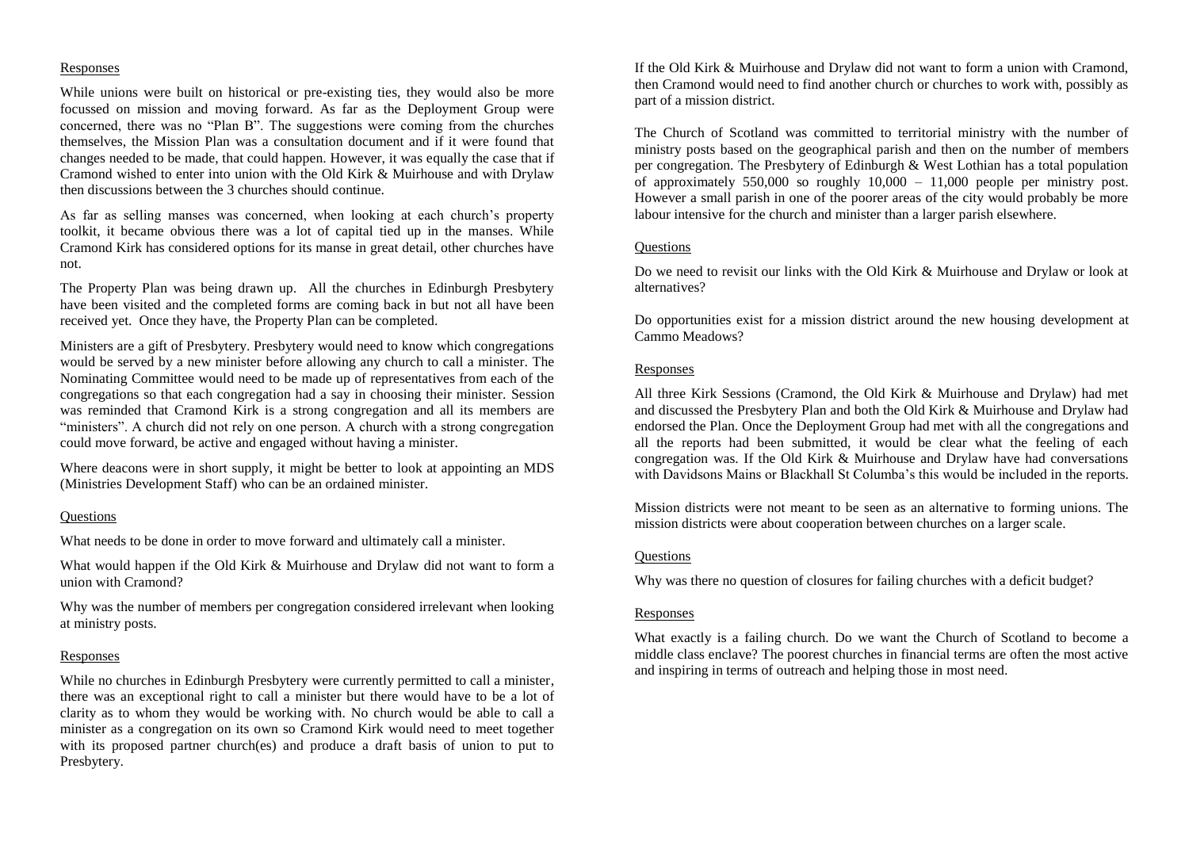Responses

While unions were built on historical or pre-existing ties, they would also be more focussed on mission and moving forward. As far as the Deployment Group were concerned, there was no "Plan B". The suggestions were coming from the churches themselves, the Mission Plan was a consultation document and if it were found that changes needed to be made, that could happen. However, it was equally the case that if Cramond wished to enter into union with the Old Kirk & Muirhouse and with Drylaw then discussions between the 3 churches should continue.

As far as selling manses was concerned, when looking at each church's property toolkit, it became obvious there was a lot of capital tied up in the manses. While Cramond Kirk has considered options for its manse in great detail, other churches have not.

The Property Plan was being drawn up. All the churches in Edinburgh Presbytery have been visited and the completed forms are coming back in but not all have been received yet. Once they have, the Property Plan can be completed.

Ministers are a gift of Presbytery. Presbytery would need to know which congregations would be served by a new minister before allowing any church to call a minister. The Nominating Committee would need to be made up of representatives from each of the congregations so that each congregation had a say in choosing their minister. Session was reminded that Cramond Kirk is a strong congregation and all its members are "ministers". A church did not rely on one person. A church with a strong congregation could move forward, be active and engaged without having a minister.

Where deacons were in short supply, it might be better to look at appointing an MDS (Ministries Development Staff) who can be an ordained minister.

Questions

What needs to be done in order to move forward and ultimately call a minister.

What would happen if the Old Kirk & Muirhouse and Drylaw did not want to form a union with Cramond?

Why was the number of members per congregation considered irrelevant when looking at ministry posts.

Responses

While no churches in Edinburgh Presbytery were currently permitted to call a minister, there was an exceptional right to call a minister but there would have to be a lot of clarity as to whom they would be working with. No church would be able to call a minister as a congregation on its own so Cramond Kirk would need to meet together with its proposed partner church(es) and produce a draft basis of union to put to Presbytery.

If the Old Kirk & Muirhouse and Drylaw did not want to form a union with Cramond, then Cramond would need to find another church or churches to work with, possibly as part of a mission district.

The Church of Scotland was committed to territorial ministry with the number of ministry posts based on the geographical parish and then on the number of members per congregation. The Presbytery of Edinburgh & West Lothian has a total population of approximately 550,000 so roughly 10,000 – 11,000 people per ministry post. However a small parish in one of the poorer areas of the city would probably be more labour intensive for the church and minister than a larger parish elsewhere.

Questions

Do we need to revisit our links with the Old Kirk & Muirhouse and Drylaw or look at alternatives?

Do opportunities exist for a mission district around the new housing development at Cammo Meadows?

Responses

All three Kirk Sessions (Cramond, the Old Kirk & Muirhouse and Drylaw) had met and discussed the Presbytery Plan and both the Old Kirk & Muirhouse and Drylaw had endorsed the Plan. Once the Deployment Group had met with all the congregations and all the reports had been submitted, it would be clear what the feeling of each congregation was. If the Old Kirk & Muirhouse and Drylaw have had conversations with Davidsons Mains or Blackhall St Columba's this would be included in the reports.

Mission districts were not meant to be seen as an alternative to forming unions. The mission districts were about cooperation between churches on a larger scale.

Questions

Why was there no question of closures for failing churches with a deficit budget?

Responses

What exactly is a failing church. Do we want the Church of Scotland to become a middle class enclave? The poorest churches in financial terms are often the most active and inspiring in terms of outreach and helping those in most need.